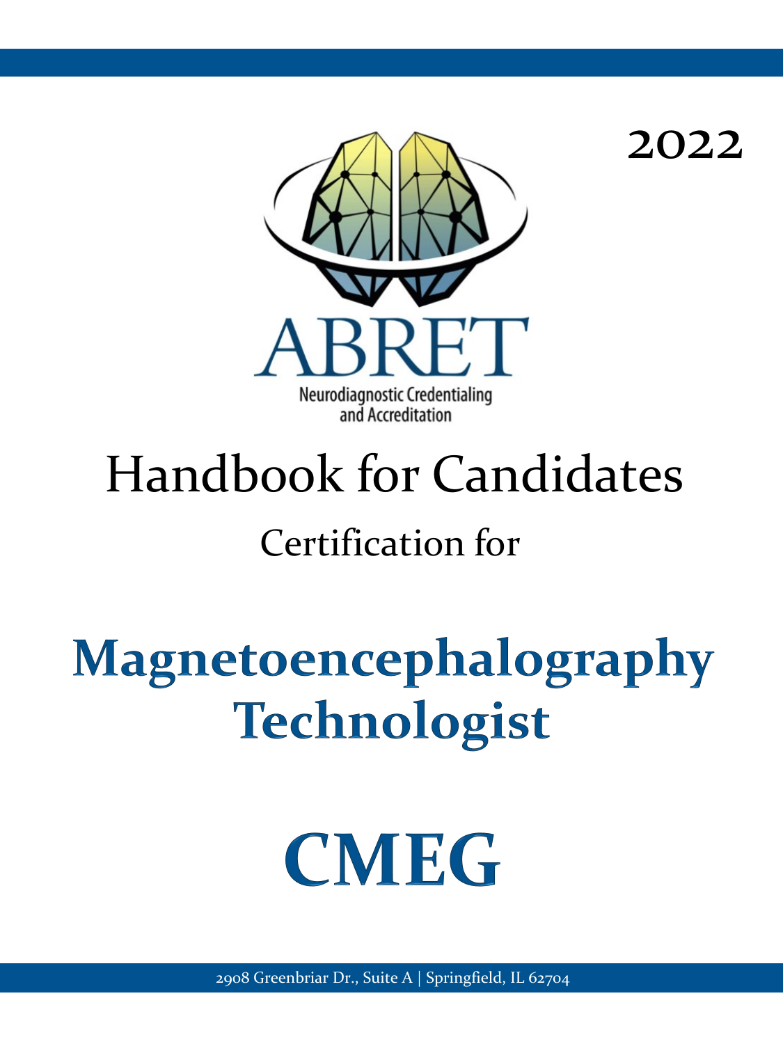2022

ABRET

Neurodiagnostic Credentialing and Accreditation

# Handbook for Candidates

## Certification for

# Magnetoencephalography Technologist

# CMEG

2908 Greenbriar Dr., Suite A | Springfield, IL 62704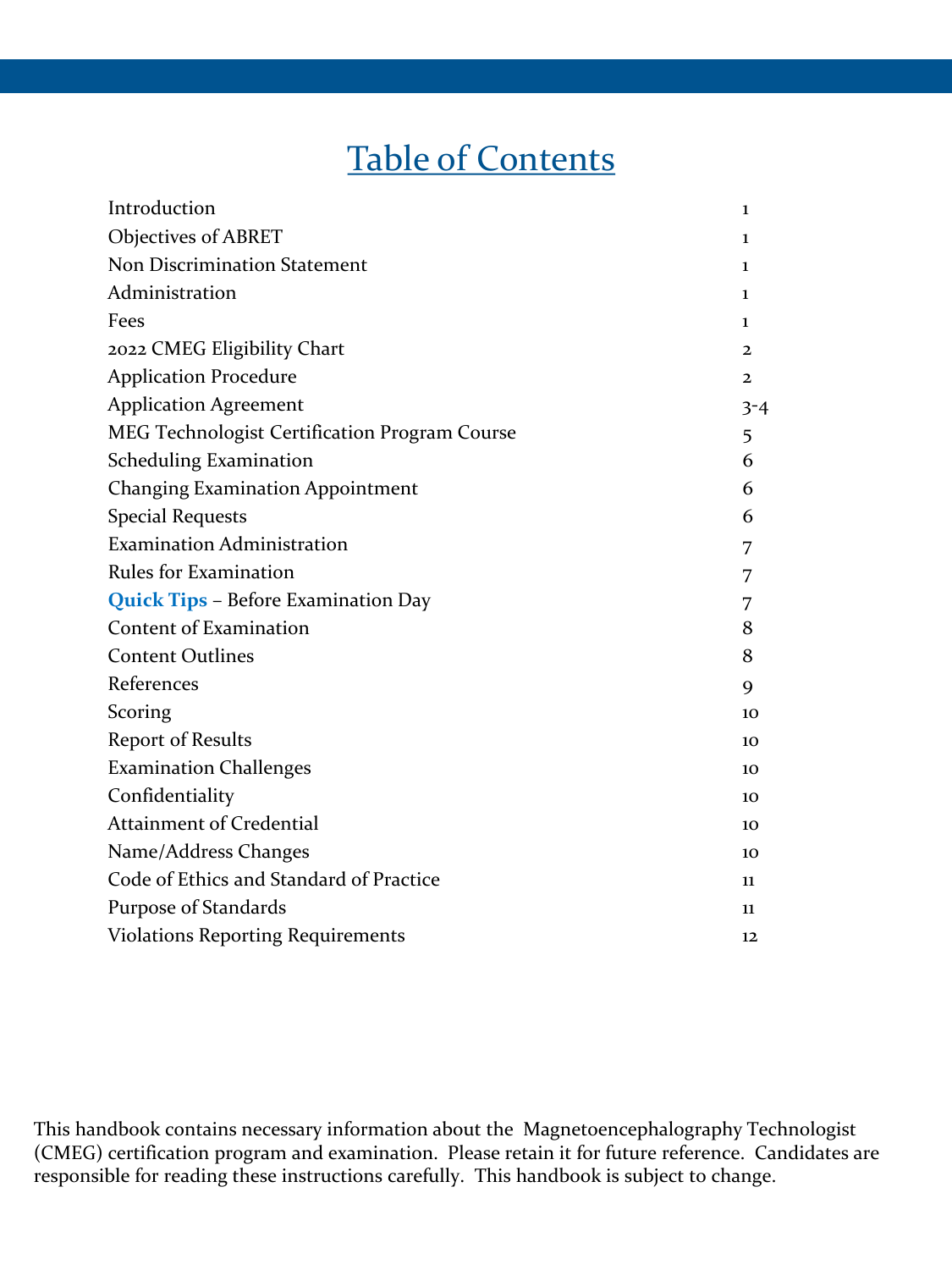# Table of Contents

| | |
|---|---|
| Introduction | 1 |
| Objectives of ABRET | 1 |
| Non Discrimination Statement | 1 |
| Administration | 1 |
| Fees | 1 |
| 2022 CMEG Eligibility Chart | 2 |
| Application Procedure | 2 |
| Application Agreement | 3-4 |
| MEG Technologist Certification Program Course | 5 |
| Scheduling Examination | 6 |
| Changing Examination Appointment | 6 |
| Special Requests | 6 |
| Examination Administration | 7 |
| Rules for Examination | 7 |
| **Quick Tips** – Before Examination Day | 7 |
| Content of Examination | 8 |
| Content Outlines | 8 |
| References | 9 |
| Scoring | 10 |
| Report of Results | 10 |
| Examination Challenges | 10 |
| Confidentiality | 10 |
| Attainment of Credential | 10 |
| Name/Address Changes | 10 |
| Code of Ethics and Standard of Practice | 11 |
| Purpose of Standards | 11 |
| Violations Reporting Requirements | 12 |

This handbook contains necessary information about the Magnetoencephalography Technologist (CMEG) certification program and examination. Please retain it for future reference. Candidates are responsible for reading these instructions carefully. This handbook is subject to change.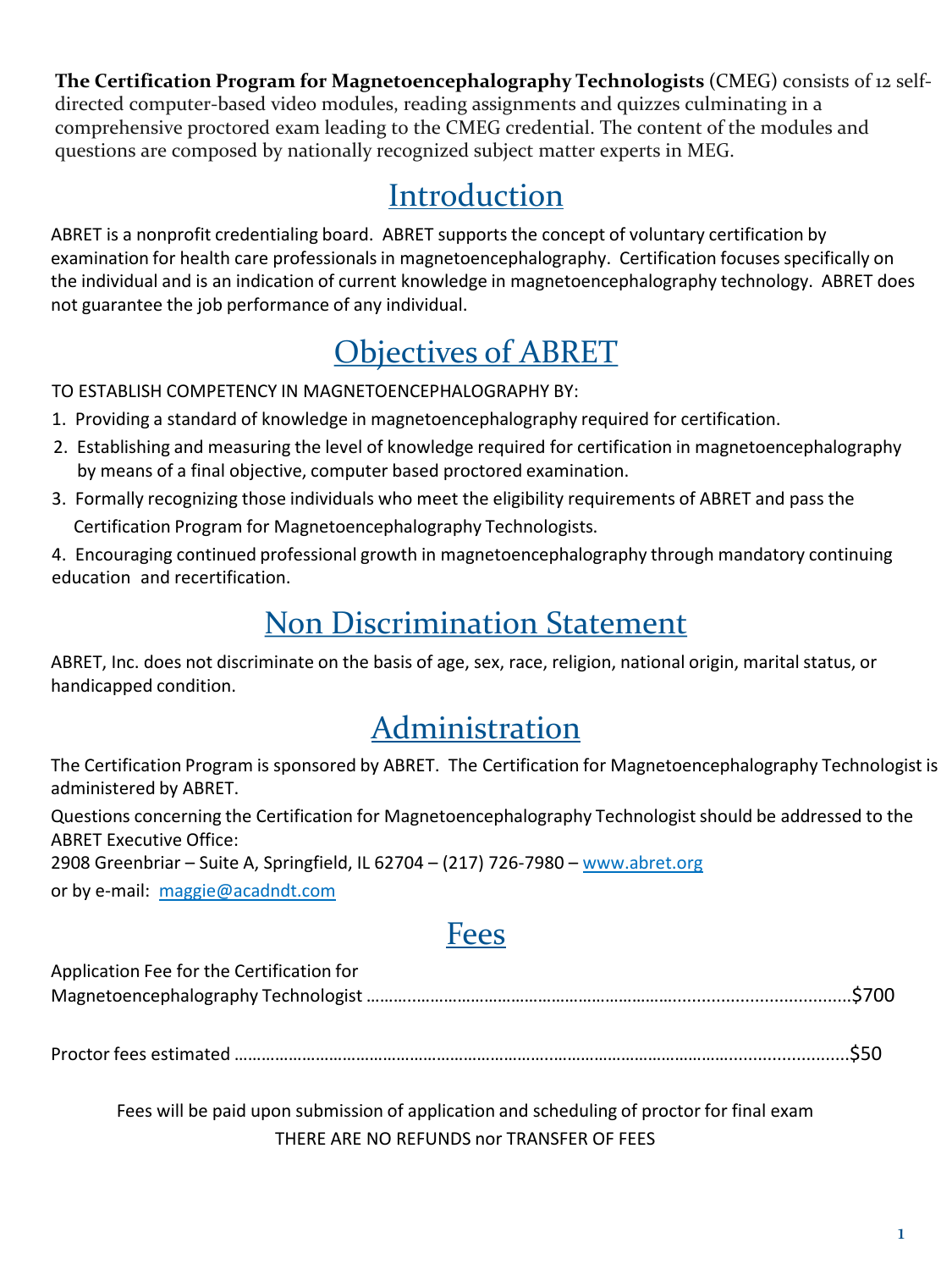**The Certification Program for Magnetoencephalography Technologists** (CMEG) consists of 12 self-directed computer-based video modules, reading assignments and quizzes culminating in a comprehensive proctored exam leading to the CMEG credential. The content of the modules and questions are composed by nationally recognized subject matter experts in MEG.

## Introduction

ABRET is a nonprofit credentialing board. ABRET supports the concept of voluntary certification by examination for health care professionals in magnetoencephalography. Certification focuses specifically on the individual and is an indication of current knowledge in magnetoencephalography technology. ABRET does not guarantee the job performance of any individual.

## Objectives of ABRET

TO ESTABLISH COMPETENCY IN MAGNETOENCEPHALOGRAPHY BY:

1. Providing a standard of knowledge in magnetoencephalography required for certification.
2. Establishing and measuring the level of knowledge required for certification in magnetoencephalography by means of a final objective, computer based proctored examination.
3. Formally recognizing those individuals who meet the eligibility requirements of ABRET and pass the Certification Program for Magnetoencephalography Technologists.
4. Encouraging continued professional growth in magnetoencephalography through mandatory continuing education and recertification.

## Non Discrimination Statement

ABRET, Inc. does not discriminate on the basis of age, sex, race, religion, national origin, marital status, or handicapped condition.

## Administration

The Certification Program is sponsored by ABRET. The Certification for Magnetoencephalography Technologist is administered by ABRET.

Questions concerning the Certification for Magnetoencephalography Technologist should be addressed to the ABRET Executive Office:

2908 Greenbriar – Suite A, Springfield, IL 62704 – (217) 726-7980 – www.abret.org

or by e-mail: maggie@acadndt.com

## Fees

Application Fee for the Certification for Magnetoencephalography Technologist ....................................................................................$700

Proctor fees estimated ....................................................................................................................$50

Fees will be paid upon submission of application and scheduling of proctor for final exam

THERE ARE NO REFUNDS nor TRANSFER OF FEES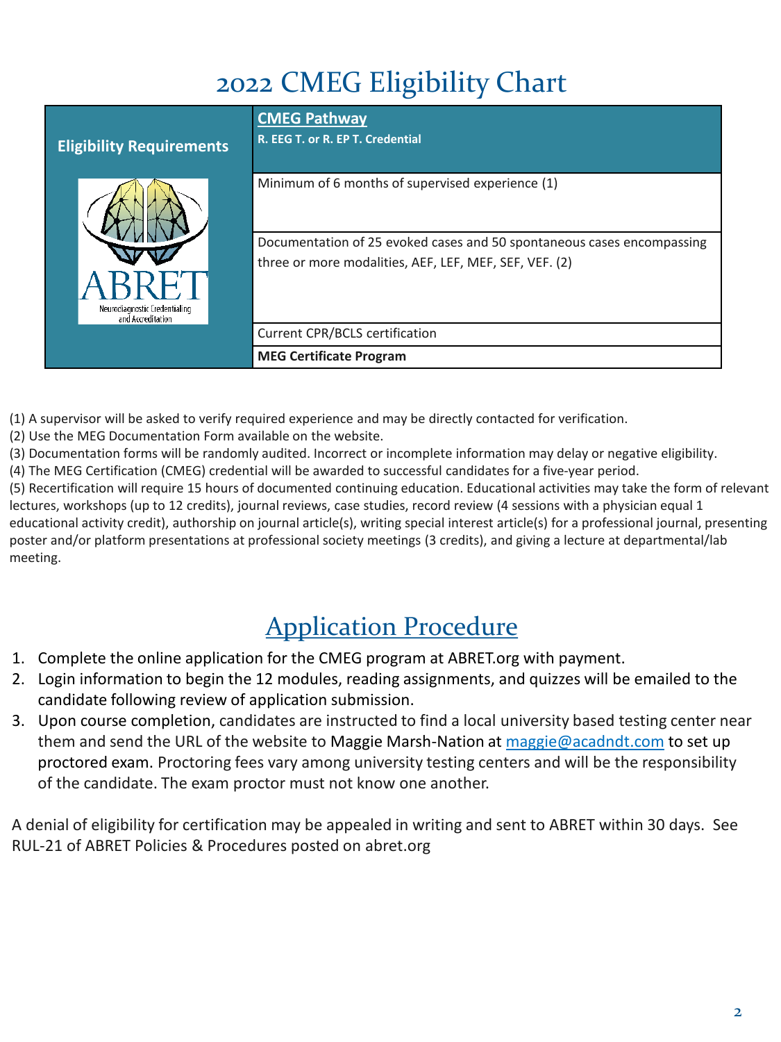# 2022 CMEG Eligibility Chart

| Eligibility Requirements | **CMEG Pathway**<br>**R. EEG T. or R. EP T. Credential** |
|---|---|
| | Minimum of 6 months of supervised experience (1) |
| | Documentation of 25 evoked cases and 50 spontaneous cases encompassing three or more modalities, AEF, LEF, MEF, SEF, VEF. (2) |
| | Current CPR/BCLS certification |
| | **MEG Certificate Program** |

(1) A supervisor will be asked to verify required experience and may be directly contacted for verification.
(2) Use the MEG Documentation Form available on the website.
(3) Documentation forms will be randomly audited. Incorrect or incomplete information may delay or negative eligibility.
(4) The MEG Certification (CMEG) credential will be awarded to successful candidates for a five-year period.
(5) Recertification will require 15 hours of documented continuing education. Educational activities may take the form of relevant lectures, workshops (up to 12 credits), journal reviews, case studies, record review (4 sessions with a physician equal 1 educational activity credit), authorship on journal article(s), writing special interest article(s) for a professional journal, presenting poster and/or platform presentations at professional society meetings (3 credits), and giving a lecture at departmental/lab meeting.

## Application Procedure

1. Complete the online application for the CMEG program at ABRET.org with payment.
2. Login information to begin the 12 modules, reading assignments, and quizzes will be emailed to the candidate following review of application submission.
3. Upon course completion, candidates are instructed to find a local university based testing center near them and send the URL of the website to Maggie Marsh-Nation at maggie@acadndt.com to set up proctored exam. Proctoring fees vary among university testing centers and will be the responsibility of the candidate. The exam proctor must not know one another.

A denial of eligibility for certification may be appealed in writing and sent to ABRET within 30 days. See RUL-21 of ABRET Policies & Procedures posted on abret.org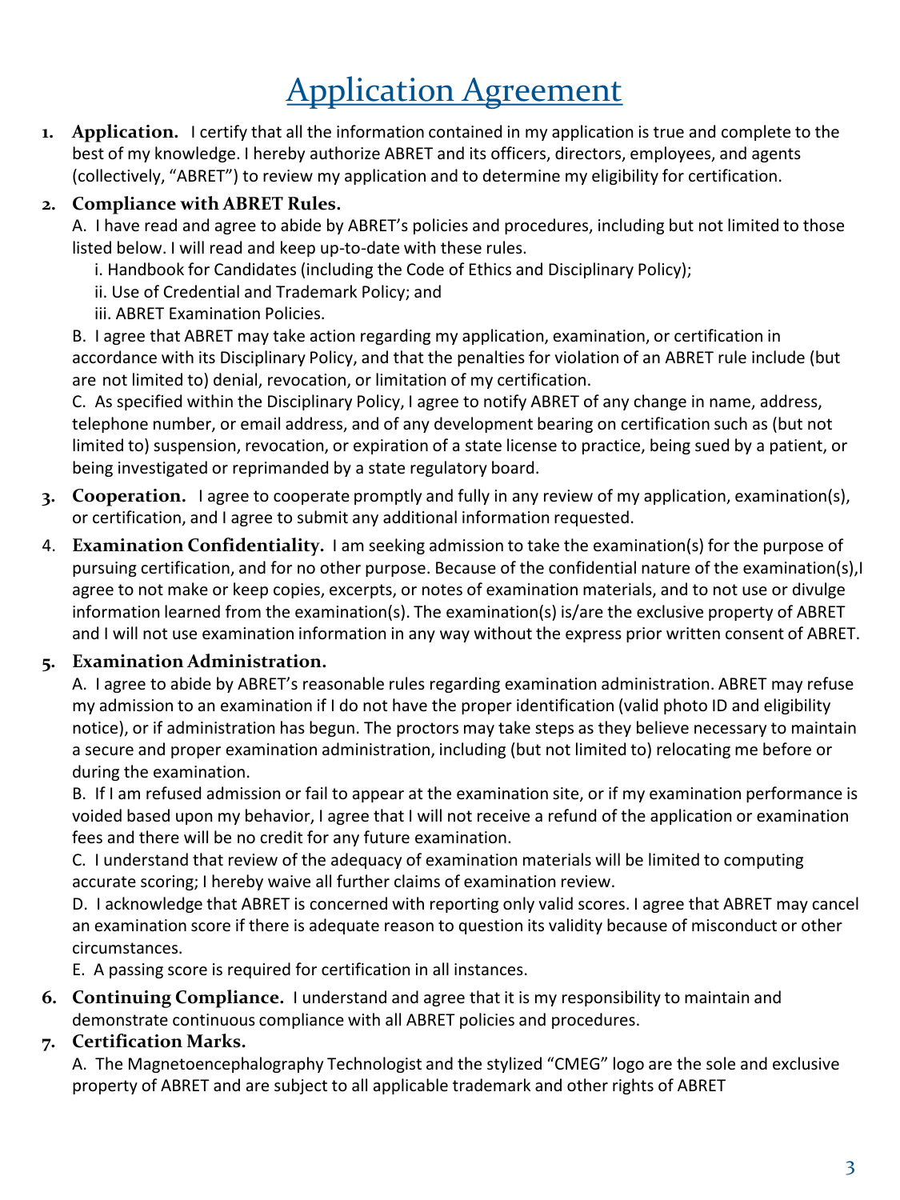# Application Agreement

1. **Application.** I certify that all the information contained in my application is true and complete to the best of my knowledge. I hereby authorize ABRET and its officers, directors, employees, and agents (collectively, "ABRET") to review my application and to determine my eligibility for certification.

2. **Compliance with ABRET Rules.**

   A. I have read and agree to abide by ABRET's policies and procedures, including but not limited to those listed below. I will read and keep up-to-date with these rules.

   i. Handbook for Candidates (including the Code of Ethics and Disciplinary Policy);

   ii. Use of Credential and Trademark Policy; and

   iii. ABRET Examination Policies.

   B. I agree that ABRET may take action regarding my application, examination, or certification in accordance with its Disciplinary Policy, and that the penalties for violation of an ABRET rule include (but are not limited to) denial, revocation, or limitation of my certification.

   C. As specified within the Disciplinary Policy, I agree to notify ABRET of any change in name, address, telephone number, or email address, and of any development bearing on certification such as (but not limited to) suspension, revocation, or expiration of a state license to practice, being sued by a patient, or being investigated or reprimanded by a state regulatory board.

3. **Cooperation.** I agree to cooperate promptly and fully in any review of my application, examination(s), or certification, and I agree to submit any additional information requested.

4. **Examination Confidentiality.** I am seeking admission to take the examination(s) for the purpose of pursuing certification, and for no other purpose. Because of the confidential nature of the examination(s),I agree to not make or keep copies, excerpts, or notes of examination materials, and to not use or divulge information learned from the examination(s). The examination(s) is/are the exclusive property of ABRET and I will not use examination information in any way without the express prior written consent of ABRET.

5. **Examination Administration.**

   A. I agree to abide by ABRET's reasonable rules regarding examination administration. ABRET may refuse my admission to an examination if I do not have the proper identification (valid photo ID and eligibility notice), or if administration has begun. The proctors may take steps as they believe necessary to maintain a secure and proper examination administration, including (but not limited to) relocating me before or during the examination.

   B. If I am refused admission or fail to appear at the examination site, or if my examination performance is voided based upon my behavior, I agree that I will not receive a refund of the application or examination fees and there will be no credit for any future examination.

   C. I understand that review of the adequacy of examination materials will be limited to computing accurate scoring; I hereby waive all further claims of examination review.

   D. I acknowledge that ABRET is concerned with reporting only valid scores. I agree that ABRET may cancel an examination score if there is adequate reason to question its validity because of misconduct or other circumstances.

   E. A passing score is required for certification in all instances.

6. **Continuing Compliance.** I understand and agree that it is my responsibility to maintain and demonstrate continuous compliance with all ABRET policies and procedures.

7. **Certification Marks.**

   A. The Magnetoencephalography Technologist and the stylized "CMEG" logo are the sole and exclusive property of ABRET and are subject to all applicable trademark and other rights of ABRET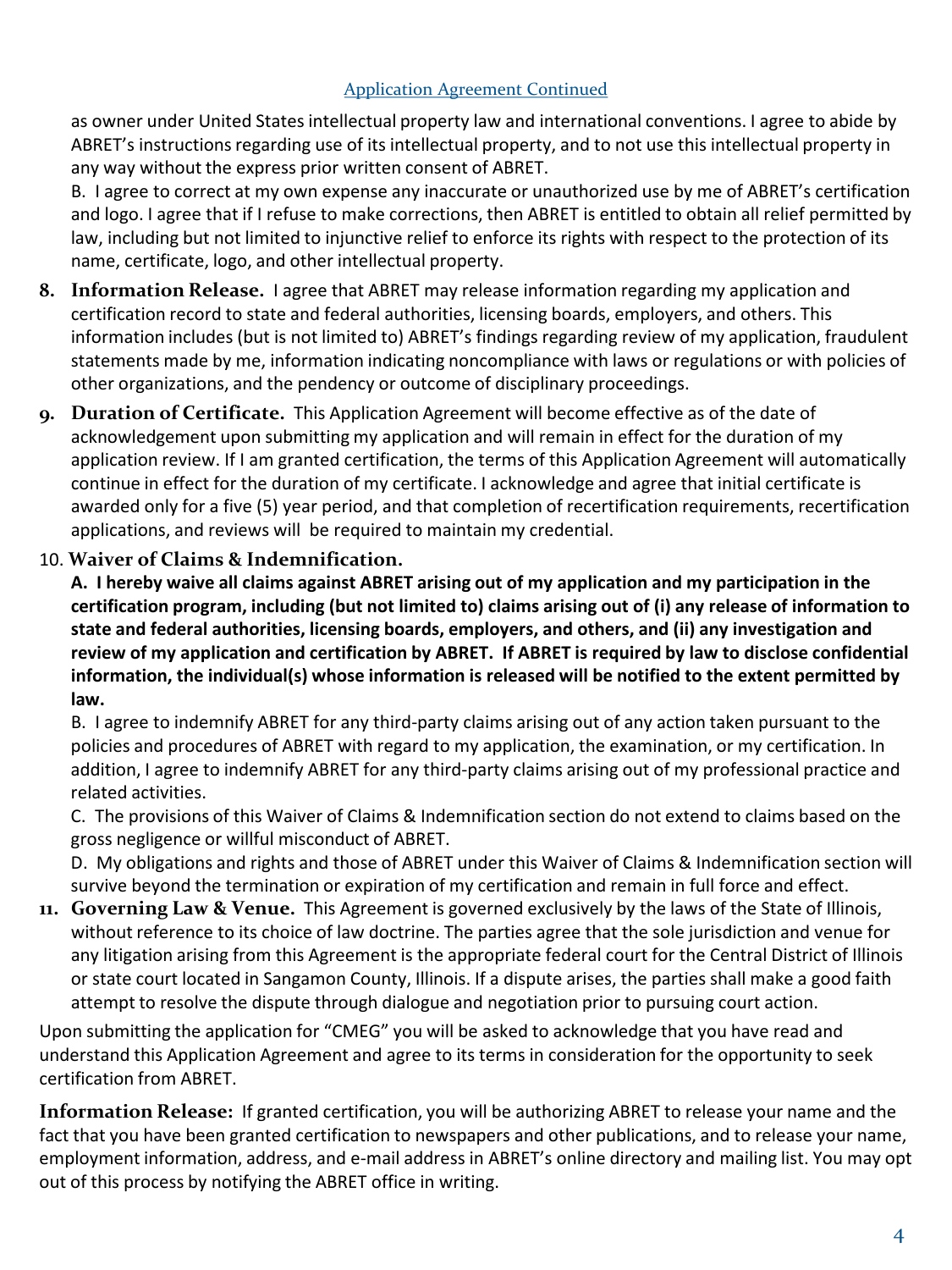Application Agreement Continued

as owner under United States intellectual property law and international conventions. I agree to abide by ABRET's instructions regarding use of its intellectual property, and to not use this intellectual property in any way without the express prior written consent of ABRET.

B. I agree to correct at my own expense any inaccurate or unauthorized use by me of ABRET's certification and logo. I agree that if I refuse to make corrections, then ABRET is entitled to obtain all relief permitted by law, including but not limited to injunctive relief to enforce its rights with respect to the protection of its name, certificate, logo, and other intellectual property.

8. **Information Release.** I agree that ABRET may release information regarding my application and certification record to state and federal authorities, licensing boards, employers, and others. This information includes (but is not limited to) ABRET's findings regarding review of my application, fraudulent statements made by me, information indicating noncompliance with laws or regulations or with policies of other organizations, and the pendency or outcome of disciplinary proceedings.

9. **Duration of Certificate.** This Application Agreement will become effective as of the date of acknowledgement upon submitting my application and will remain in effect for the duration of my application review. If I am granted certification, the terms of this Application Agreement will automatically continue in effect for the duration of my certificate. I acknowledge and agree that initial certificate is awarded only for a five (5) year period, and that completion of recertification requirements, recertification applications, and reviews will be required to maintain my credential.

10. **Waiver of Claims & Indemnification.**

**A. I hereby waive all claims against ABRET arising out of my application and my participation in the certification program, including (but not limited to) claims arising out of (i) any release of information to state and federal authorities, licensing boards, employers, and others, and (ii) any investigation and review of my application and certification by ABRET. If ABRET is required by law to disclose confidential information, the individual(s) whose information is released will be notified to the extent permitted by law.**

B. I agree to indemnify ABRET for any third-party claims arising out of any action taken pursuant to the policies and procedures of ABRET with regard to my application, the examination, or my certification. In addition, I agree to indemnify ABRET for any third-party claims arising out of my professional practice and related activities.

C. The provisions of this Waiver of Claims & Indemnification section do not extend to claims based on the gross negligence or willful misconduct of ABRET.

D. My obligations and rights and those of ABRET under this Waiver of Claims & Indemnification section will survive beyond the termination or expiration of my certification and remain in full force and effect.

11. **Governing Law & Venue.** This Agreement is governed exclusively by the laws of the State of Illinois, without reference to its choice of law doctrine. The parties agree that the sole jurisdiction and venue for any litigation arising from this Agreement is the appropriate federal court for the Central District of Illinois or state court located in Sangamon County, Illinois. If a dispute arises, the parties shall make a good faith attempt to resolve the dispute through dialogue and negotiation prior to pursuing court action.

Upon submitting the application for "CMEG" you will be asked to acknowledge that you have read and understand this Application Agreement and agree to its terms in consideration for the opportunity to seek certification from ABRET.

**Information Release:** If granted certification, you will be authorizing ABRET to release your name and the fact that you have been granted certification to newspapers and other publications, and to release your name, employment information, address, and e-mail address in ABRET's online directory and mailing list. You may opt out of this process by notifying the ABRET office in writing.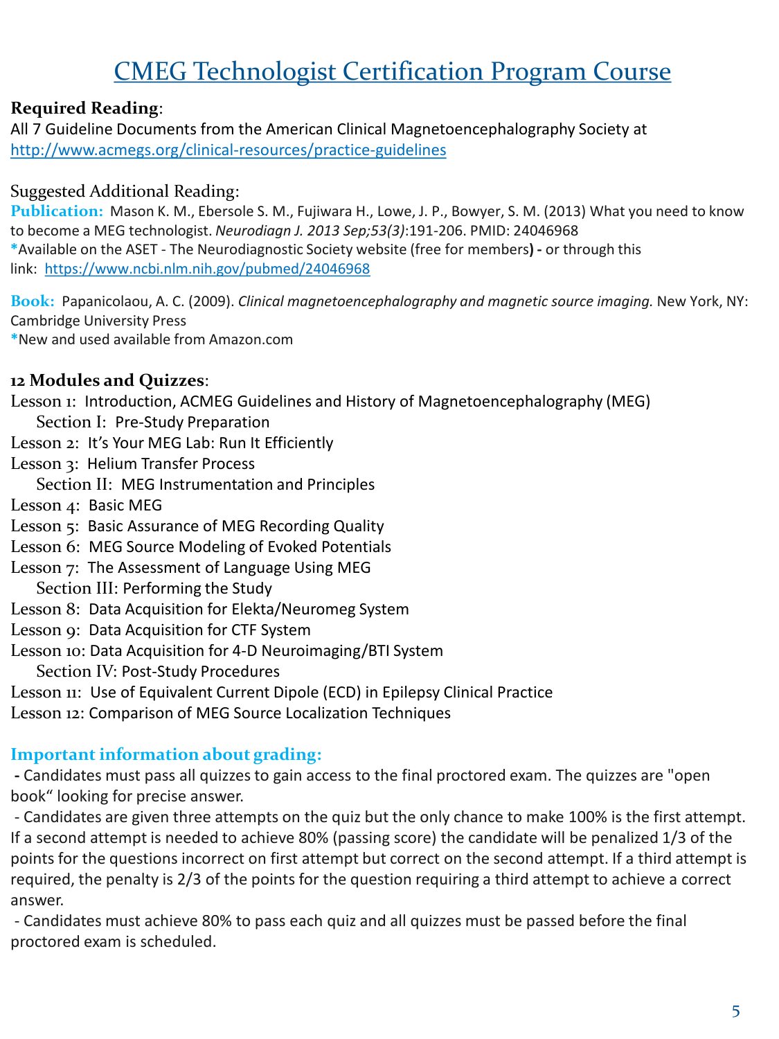# CMEG Technologist Certification Program Course

**Required Reading**:
All 7 Guideline Documents from the American Clinical Magnetoencephalography Society at http://www.acmegs.org/clinical-resources/practice-guidelines

Suggested Additional Reading:

**Publication:** Mason K. M., Ebersole S. M., Fujiwara H., Lowe, J. P., Bowyer, S. M. (2013) What you need to know to become a MEG technologist. *Neurodiagn J. 2013 Sep;53(3)*:191-206. PMID: 24046968
*Available on the ASET - The Neurodiagnostic Society website (free for members**)** - or through this link: https://www.ncbi.nlm.nih.gov/pubmed/24046968

**Book:** Papanicolaou, A. C. (2009). *Clinical magnetoencephalography and magnetic source imaging.* New York, NY: Cambridge University Press
*New and used available from Amazon.com

**12 Modules and Quizzes**:

Lesson 1: Introduction, ACMEG Guidelines and History of Magnetoencephalography (MEG)

Section I: Pre-Study Preparation

Lesson 2: It's Your MEG Lab: Run It Efficiently
Lesson 3: Helium Transfer Process

Section II: MEG Instrumentation and Principles

Lesson 4: Basic MEG
Lesson 5: Basic Assurance of MEG Recording Quality
Lesson 6: MEG Source Modeling of Evoked Potentials
Lesson 7: The Assessment of Language Using MEG

Section III: Performing the Study

Lesson 8: Data Acquisition for Elekta/Neuromeg System
Lesson 9: Data Acquisition for CTF System
Lesson 10: Data Acquisition for 4-D Neuroimaging/BTI System

Section IV: Post-Study Procedures

Lesson 11: Use of Equivalent Current Dipole (ECD) in Epilepsy Clinical Practice
Lesson 12: Comparison of MEG Source Localization Techniques

## Important information about grading:

- Candidates must pass all quizzes to gain access to the final proctored exam. The quizzes are "open book" looking for precise answer.
- Candidates are given three attempts on the quiz but the only chance to make 100% is the first attempt. If a second attempt is needed to achieve 80% (passing score) the candidate will be penalized 1/3 of the points for the questions incorrect on first attempt but correct on the second attempt. If a third attempt is required, the penalty is 2/3 of the points for the question requiring a third attempt to achieve a correct answer.
- Candidates must achieve 80% to pass each quiz and all quizzes must be passed before the final proctored exam is scheduled.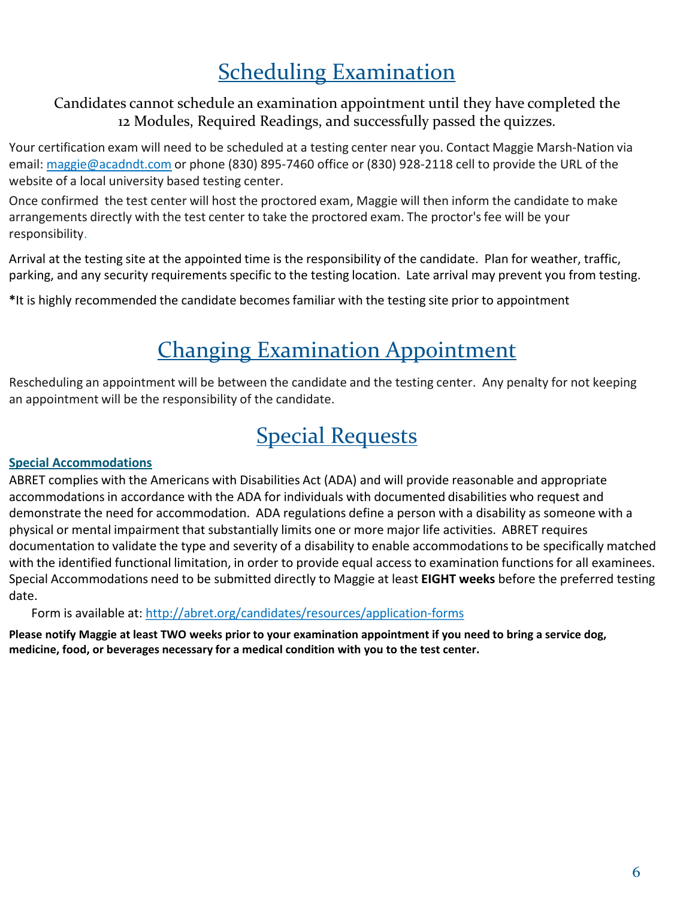# Scheduling Examination

Candidates cannot schedule an examination appointment until they have completed the 12 Modules, Required Readings, and successfully passed the quizzes.

Your certification exam will need to be scheduled at a testing center near you. Contact Maggie Marsh-Nation via email: maggie@acadndt.com or phone (830) 895-7460 office or (830) 928-2118 cell to provide the URL of the website of a local university based testing center.

Once confirmed the test center will host the proctored exam, Maggie will then inform the candidate to make arrangements directly with the test center to take the proctored exam. The proctor's fee will be your responsibility.

Arrival at the testing site at the appointed time is the responsibility of the candidate. Plan for weather, traffic, parking, and any security requirements specific to the testing location. Late arrival may prevent you from testing.

**\***It is highly recommended the candidate becomes familiar with the testing site prior to appointment

# Changing Examination Appointment

Rescheduling an appointment will be between the candidate and the testing center. Any penalty for not keeping an appointment will be the responsibility of the candidate.

# Special Requests

**Special Accommodations**

ABRET complies with the Americans with Disabilities Act (ADA) and will provide reasonable and appropriate accommodations in accordance with the ADA for individuals with documented disabilities who request and demonstrate the need for accommodation. ADA regulations define a person with a disability as someone with a physical or mental impairment that substantially limits one or more major life activities. ABRET requires documentation to validate the type and severity of a disability to enable accommodations to be specifically matched with the identified functional limitation, in order to provide equal access to examination functions for all examinees. Special Accommodations need to be submitted directly to Maggie at least **EIGHT weeks** before the preferred testing date.

Form is available at: http://abret.org/candidates/resources/application-forms

**Please notify Maggie at least TWO weeks prior to your examination appointment if you need to bring a service dog, medicine, food, or beverages necessary for a medical condition with you to the test center.**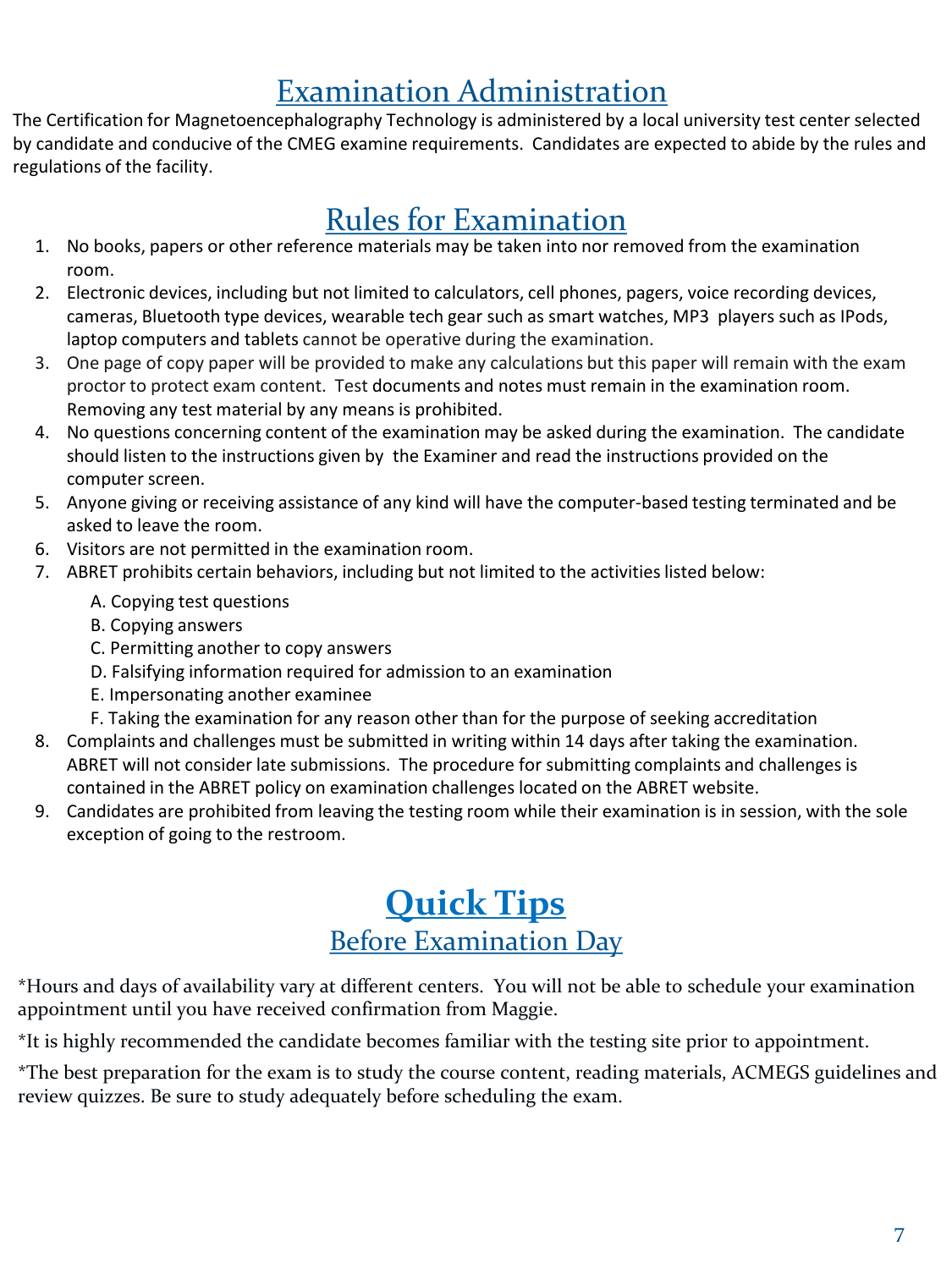# Examination Administration

The Certification for Magnetoencephalography Technology is administered by a local university test center selected by candidate and conducive of the CMEG examine requirements. Candidates are expected to abide by the rules and regulations of the facility.

# Rules for Examination

1. No books, papers or other reference materials may be taken into nor removed from the examination room.
2. Electronic devices, including but not limited to calculators, cell phones, pagers, voice recording devices, cameras, Bluetooth type devices, wearable tech gear such as smart watches, MP3 players such as IPods, laptop computers and tablets cannot be operative during the examination.
3. One page of copy paper will be provided to make any calculations but this paper will remain with the exam proctor to protect exam content. Test documents and notes must remain in the examination room. Removing any test material by any means is prohibited.
4. No questions concerning content of the examination may be asked during the examination. The candidate should listen to the instructions given by the Examiner and read the instructions provided on the computer screen.
5. Anyone giving or receiving assistance of any kind will have the computer-based testing terminated and be asked to leave the room.
6. Visitors are not permitted in the examination room.
7. ABRET prohibits certain behaviors, including but not limited to the activities listed below:
   A. Copying test questions
   B. Copying answers
   C. Permitting another to copy answers
   D. Falsifying information required for admission to an examination
   E. Impersonating another examinee
   F. Taking the examination for any reason other than for the purpose of seeking accreditation
8. Complaints and challenges must be submitted in writing within 14 days after taking the examination. ABRET will not consider late submissions. The procedure for submitting complaints and challenges is contained in the ABRET policy on examination challenges located on the ABRET website.
9. Candidates are prohibited from leaving the testing room while their examination is in session, with the sole exception of going to the restroom.

# Quick Tips

## Before Examination Day

*Hours and days of availability vary at different centers. You will not be able to schedule your examination appointment until you have received confirmation from Maggie.

*It is highly recommended the candidate becomes familiar with the testing site prior to appointment.

*The best preparation for the exam is to study the course content, reading materials, ACMEGS guidelines and review quizzes. Be sure to study adequately before scheduling the exam.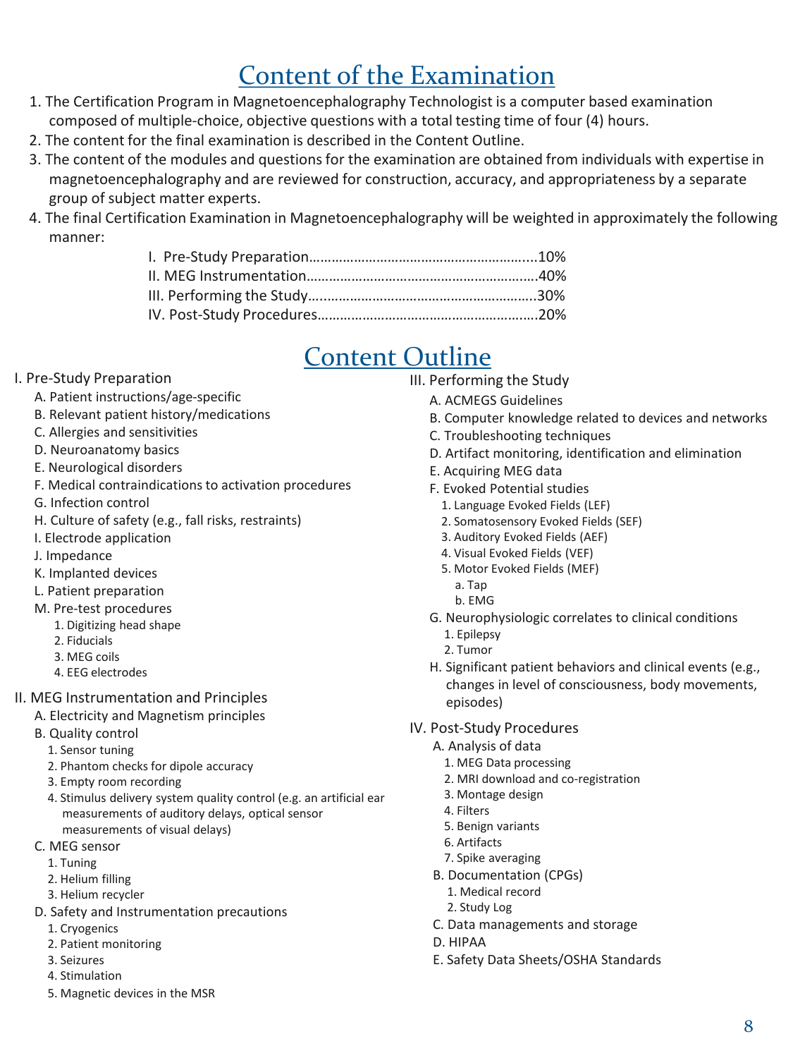# Content of the Examination

1. The Certification Program in Magnetoencephalography Technologist is a computer based examination composed of multiple-choice, objective questions with a total testing time of four (4) hours.
2. The content for the final examination is described in the Content Outline.
3. The content of the modules and questions for the examination are obtained from individuals with expertise in magnetoencephalography and are reviewed for construction, accuracy, and appropriateness by a separate group of subject matter experts.
4. The final Certification Examination in Magnetoencephalography will be weighted in approximately the following manner:

    I. Pre-Study Preparation……………………………………………………...10%
    II. MEG Instrumentation……………………………………………………….40%
    III. Performing the Study……………………………………………………..30%
    IV. Post-Study Procedures…………………………………………………….20%

# Content Outline

I. Pre-Study Preparation
- A. Patient instructions/age-specific
- B. Relevant patient history/medications
- C. Allergies and sensitivities
- D. Neuroanatomy basics
- E. Neurological disorders
- F. Medical contraindications to activation procedures
- G. Infection control
- H. Culture of safety (e.g., fall risks, restraints)
- I. Electrode application
- J. Impedance
- K. Implanted devices
- L. Patient preparation
- M. Pre-test procedures
    1. Digitizing head shape
    2. Fiducials
    3. MEG coils
    4. EEG electrodes

II. MEG Instrumentation and Principles
- A. Electricity and Magnetism principles
- B. Quality control
    1. Sensor tuning
    2. Phantom checks for dipole accuracy
    3. Empty room recording
    4. Stimulus delivery system quality control (e.g. an artificial ear measurements of auditory delays, optical sensor measurements of visual delays)
- C. MEG sensor
    1. Tuning
    2. Helium filling
    3. Helium recycler
- D. Safety and Instrumentation precautions
    1. Cryogenics
    2. Patient monitoring
    3. Seizures
    4. Stimulation
    5. Magnetic devices in the MSR

III. Performing the Study
- A. ACMEGS Guidelines
- B. Computer knowledge related to devices and networks
- C. Troubleshooting techniques
- D. Artifact monitoring, identification and elimination
- E. Acquiring MEG data
- F. Evoked Potential studies
    1. Language Evoked Fields (LEF)
    2. Somatosensory Evoked Fields (SEF)
    3. Auditory Evoked Fields (AEF)
    4. Visual Evoked Fields (VEF)
    5. Motor Evoked Fields (MEF)
        - a. Tap
        - b. EMG
- G. Neurophysiologic correlates to clinical conditions
    1. Epilepsy
    2. Tumor
- H. Significant patient behaviors and clinical events (e.g., changes in level of consciousness, body movements, episodes)

IV. Post-Study Procedures
- A. Analysis of data
    1. MEG Data processing
    2. MRI download and co-registration
    3. Montage design
    4. Filters
    5. Benign variants
    6. Artifacts
    7. Spike averaging
- B. Documentation (CPGs)
    1. Medical record
    2. Study Log
- C. Data managements and storage
- D. HIPAA
- E. Safety Data Sheets/OSHA Standards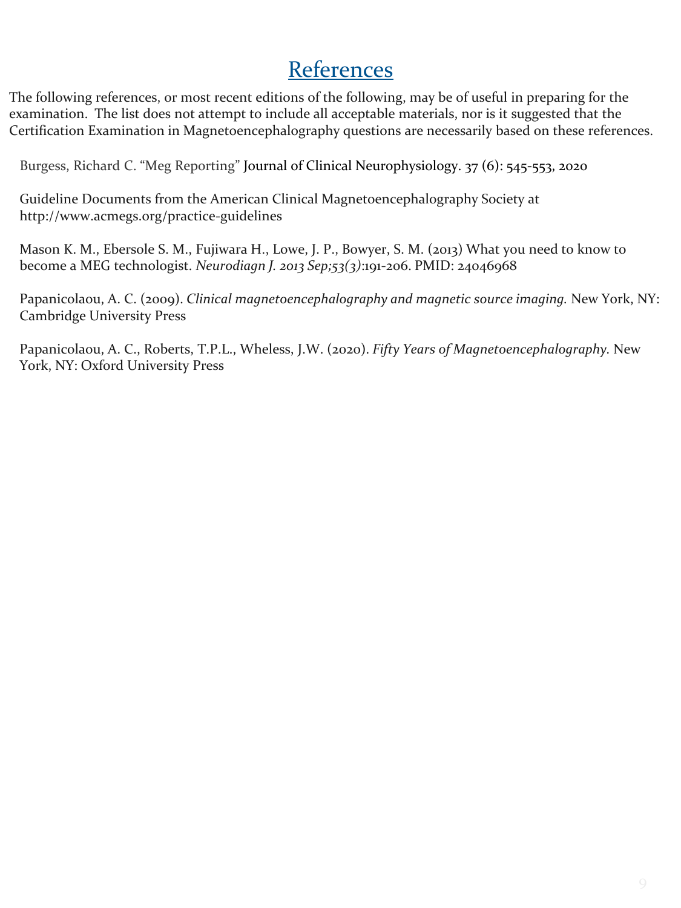# References

The following references, or most recent editions of the following, may be of useful in preparing for the examination. The list does not attempt to include all acceptable materials, nor is it suggested that the Certification Examination in Magnetoencephalography questions are necessarily based on these references.

Burgess, Richard C. "Meg Reporting" Journal of Clinical Neurophysiology. 37 (6): 545-553, 2020

Guideline Documents from the American Clinical Magnetoencephalography Society at http://www.acmegs.org/practice-guidelines

Mason K. M., Ebersole S. M., Fujiwara H., Lowe, J. P., Bowyer, S. M. (2013) What you need to know to become a MEG technologist. *Neurodiagn J. 2013 Sep;53(3)*:191-206. PMID: 24046968

Papanicolaou, A. C. (2009). *Clinical magnetoencephalography and magnetic source imaging.* New York, NY: Cambridge University Press

Papanicolaou, A. C., Roberts, T.P.L., Wheless, J.W. (2020). *Fifty Years of Magnetoencephalography.* New York, NY: Oxford University Press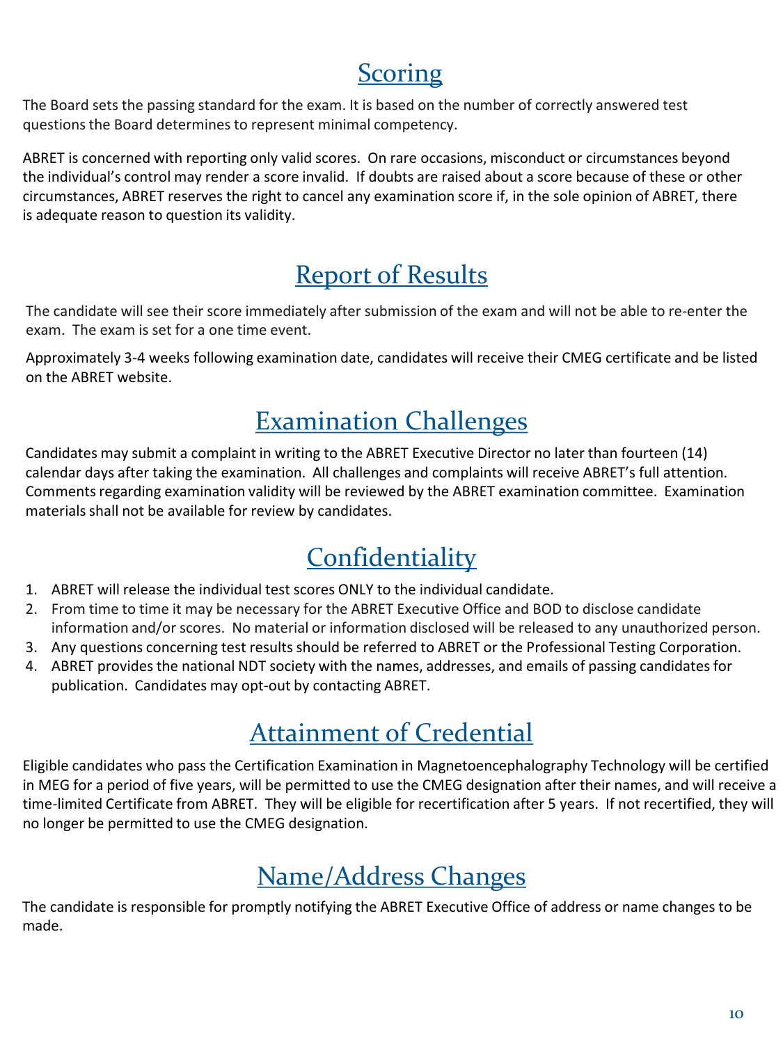# Scoring

The Board sets the passing standard for the exam. It is based on the number of correctly answered test questions the Board determines to represent minimal competency.

ABRET is concerned with reporting only valid scores. On rare occasions, misconduct or circumstances beyond the individual's control may render a score invalid. If doubts are raised about a score because of these or other circumstances, ABRET reserves the right to cancel any examination score if, in the sole opinion of ABRET, there is adequate reason to question its validity.

# Report of Results

The candidate will see their score immediately after submission of the exam and will not be able to re-enter the exam. The exam is set for a one time event.

Approximately 3-4 weeks following examination date, candidates will receive their CMEG certificate and be listed on the ABRET website.

# Examination Challenges

Candidates may submit a complaint in writing to the ABRET Executive Director no later than fourteen (14) calendar days after taking the examination. All challenges and complaints will receive ABRET's full attention. Comments regarding examination validity will be reviewed by the ABRET examination committee. Examination materials shall not be available for review by candidates.

# Confidentiality

1. ABRET will release the individual test scores ONLY to the individual candidate.
2. From time to time it may be necessary for the ABRET Executive Office and BOD to disclose candidate information and/or scores. No material or information disclosed will be released to any unauthorized person.
3. Any questions concerning test results should be referred to ABRET or the Professional Testing Corporation.
4. ABRET provides the national NDT society with the names, addresses, and emails of passing candidates for publication. Candidates may opt-out by contacting ABRET.

# Attainment of Credential

Eligible candidates who pass the Certification Examination in Magnetoencephalography Technology will be certified in MEG for a period of five years, will be permitted to use the CMEG designation after their names, and will receive a time-limited Certificate from ABRET. They will be eligible for recertification after 5 years. If not recertified, they will no longer be permitted to use the CMEG designation.

# Name/Address Changes

The candidate is responsible for promptly notifying the ABRET Executive Office of address or name changes to be made.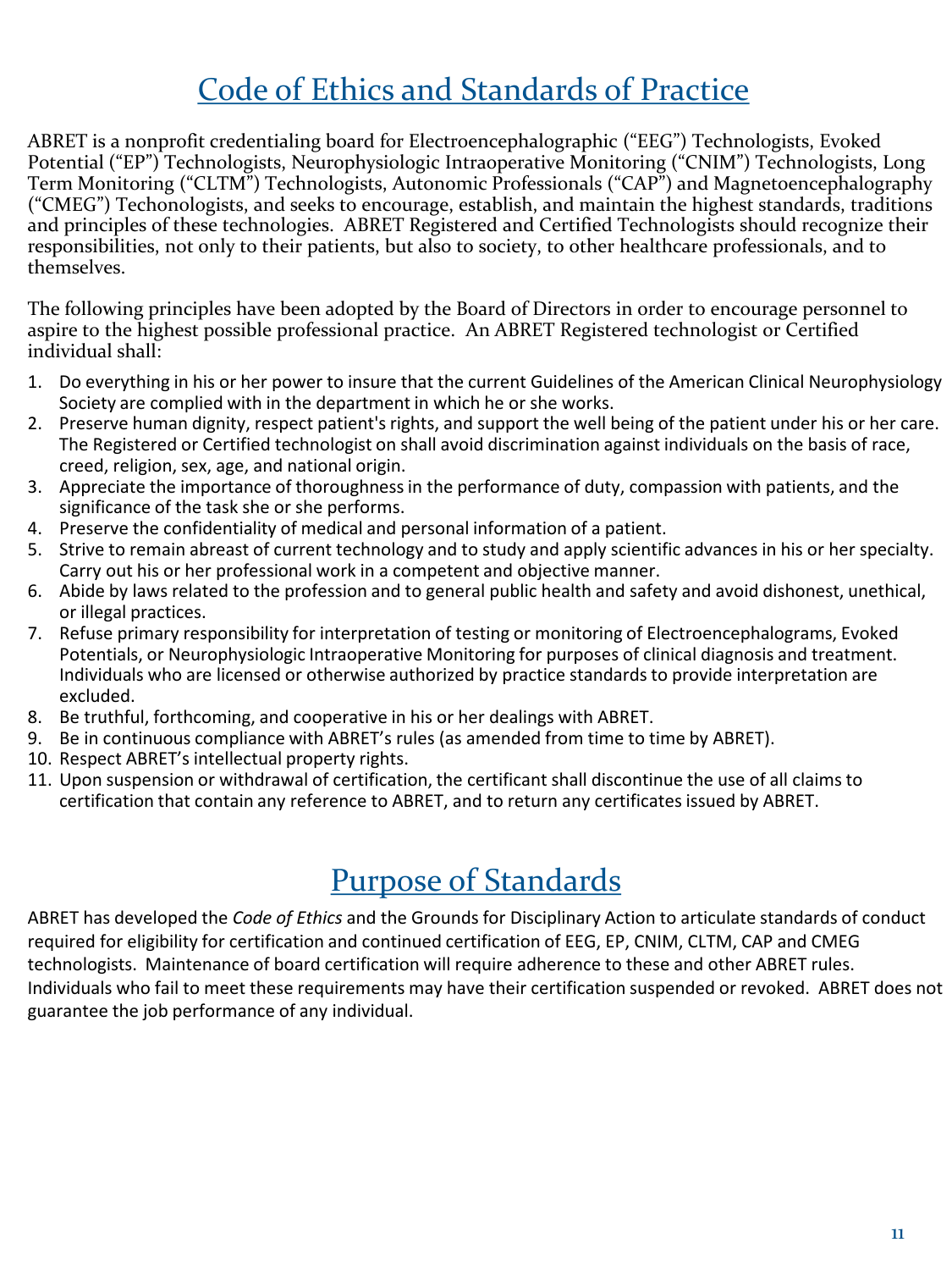# Code of Ethics and Standards of Practice

ABRET is a nonprofit credentialing board for Electroencephalographic ("EEG") Technologists, Evoked Potential ("EP") Technologists, Neurophysiologic Intraoperative Monitoring ("CNIM") Technologists, Long Term Monitoring ("CLTM") Technologists, Autonomic Professionals ("CAP") and Magnetoencephalography ("CMEG") Techonologists, and seeks to encourage, establish, and maintain the highest standards, traditions and principles of these technologies. ABRET Registered and Certified Technologists should recognize their responsibilities, not only to their patients, but also to society, to other healthcare professionals, and to themselves.

The following principles have been adopted by the Board of Directors in order to encourage personnel to aspire to the highest possible professional practice. An ABRET Registered technologist or Certified individual shall:

1. Do everything in his or her power to insure that the current Guidelines of the American Clinical Neurophysiology Society are complied with in the department in which he or she works.
2. Preserve human dignity, respect patient's rights, and support the well being of the patient under his or her care. The Registered or Certified technologist on shall avoid discrimination against individuals on the basis of race, creed, religion, sex, age, and national origin.
3. Appreciate the importance of thoroughness in the performance of duty, compassion with patients, and the significance of the task she or she performs.
4. Preserve the confidentiality of medical and personal information of a patient.
5. Strive to remain abreast of current technology and to study and apply scientific advances in his or her specialty. Carry out his or her professional work in a competent and objective manner.
6. Abide by laws related to the profession and to general public health and safety and avoid dishonest, unethical, or illegal practices.
7. Refuse primary responsibility for interpretation of testing or monitoring of Electroencephalograms, Evoked Potentials, or Neurophysiologic Intraoperative Monitoring for purposes of clinical diagnosis and treatment. Individuals who are licensed or otherwise authorized by practice standards to provide interpretation are excluded.
8. Be truthful, forthcoming, and cooperative in his or her dealings with ABRET.
9. Be in continuous compliance with ABRET's rules (as amended from time to time by ABRET).
10. Respect ABRET's intellectual property rights.
11. Upon suspension or withdrawal of certification, the certificant shall discontinue the use of all claims to certification that contain any reference to ABRET, and to return any certificates issued by ABRET.

# Purpose of Standards

ABRET has developed the *Code of Ethics* and the Grounds for Disciplinary Action to articulate standards of conduct required for eligibility for certification and continued certification of EEG, EP, CNIM, CLTM, CAP and CMEG technologists. Maintenance of board certification will require adherence to these and other ABRET rules. Individuals who fail to meet these requirements may have their certification suspended or revoked. ABRET does not guarantee the job performance of any individual.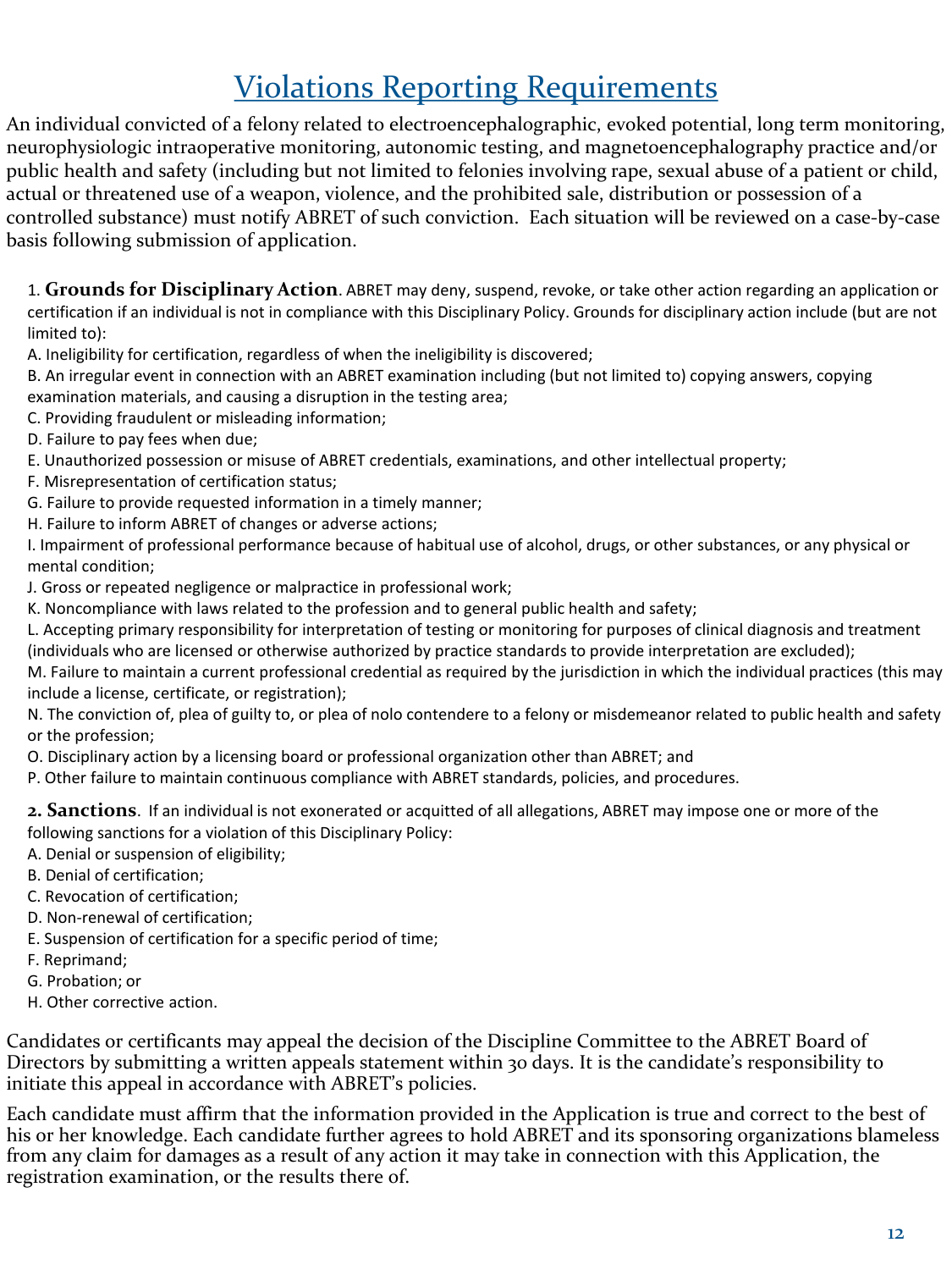# Violations Reporting Requirements

An individual convicted of a felony related to electroencephalographic, evoked potential, long term monitoring, neurophysiologic intraoperative monitoring, autonomic testing, and magnetoencephalography practice and/or public health and safety (including but not limited to felonies involving rape, sexual abuse of a patient or child, actual or threatened use of a weapon, violence, and the prohibited sale, distribution or possession of a controlled substance) must notify ABRET of such conviction. Each situation will be reviewed on a case-by-case basis following submission of application.

1. **Grounds for Disciplinary Action**. ABRET may deny, suspend, revoke, or take other action regarding an application or certification if an individual is not in compliance with this Disciplinary Policy. Grounds for disciplinary action include (but are not limited to):

A. Ineligibility for certification, regardless of when the ineligibility is discovered;
B. An irregular event in connection with an ABRET examination including (but not limited to) copying answers, copying examination materials, and causing a disruption in the testing area;
C. Providing fraudulent or misleading information;
D. Failure to pay fees when due;
E. Unauthorized possession or misuse of ABRET credentials, examinations, and other intellectual property;
F. Misrepresentation of certification status;
G. Failure to provide requested information in a timely manner;
H. Failure to inform ABRET of changes or adverse actions;
I. Impairment of professional performance because of habitual use of alcohol, drugs, or other substances, or any physical or mental condition;
J. Gross or repeated negligence or malpractice in professional work;
K. Noncompliance with laws related to the profession and to general public health and safety;
L. Accepting primary responsibility for interpretation of testing or monitoring for purposes of clinical diagnosis and treatment (individuals who are licensed or otherwise authorized by practice standards to provide interpretation are excluded);
M. Failure to maintain a current professional credential as required by the jurisdiction in which the individual practices (this may include a license, certificate, or registration);
N. The conviction of, plea of guilty to, or plea of nolo contendere to a felony or misdemeanor related to public health and safety or the profession;
O. Disciplinary action by a licensing board or professional organization other than ABRET; and
P. Other failure to maintain continuous compliance with ABRET standards, policies, and procedures.

2. **Sanctions**. If an individual is not exonerated or acquitted of all allegations, ABRET may impose one or more of the following sanctions for a violation of this Disciplinary Policy:

A. Denial or suspension of eligibility;
B. Denial of certification;
C. Revocation of certification;
D. Non-renewal of certification;
E. Suspension of certification for a specific period of time;
F. Reprimand;
G. Probation; or
H. Other corrective action.

Candidates or certificants may appeal the decision of the Discipline Committee to the ABRET Board of Directors by submitting a written appeals statement within 30 days. It is the candidate's responsibility to initiate this appeal in accordance with ABRET's policies.

Each candidate must affirm that the information provided in the Application is true and correct to the best of his or her knowledge. Each candidate further agrees to hold ABRET and its sponsoring organizations blameless from any claim for damages as a result of any action it may take in connection with this Application, the registration examination, or the results there of.